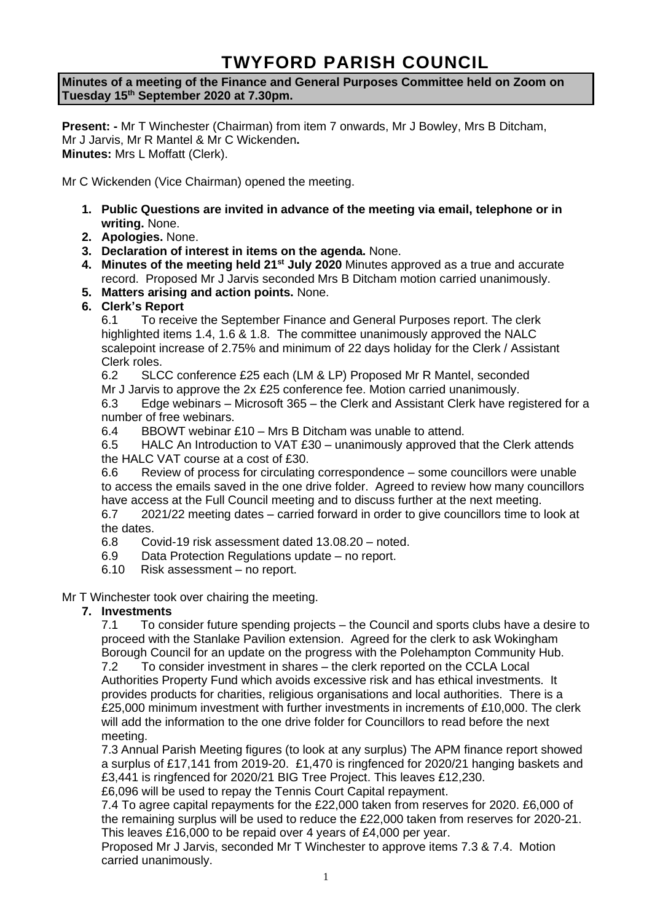# TWYFORD PARISH COUNCIL

**Minutes of a meeting of the Finance and General Purposes Committee held on Zoom on Tuesday 15th September 2020 at 7.30pm.**

**Present: -** Mr T Winchester (Chairman) from item 7 onwards, Mr J Bowley, Mrs B Ditcham, Mr J Jarvis, Mr R Mantel & Mr C Wickenden**.**
**Minutes:** Mrs L Moffatt (Clerk).

Mr C Wickenden (Vice Chairman) opened the meeting.

1. **Public Questions are invited in advance of the meeting via email, telephone or in writing.** None.
2. **Apologies.** None.
3. **Declaration of interest in items on the agenda.** None.
4. **Minutes of the meeting held 21st July 2020** Minutes approved as a true and accurate record. Proposed Mr J Jarvis seconded Mrs B Ditcham motion carried unanimously.
5. **Matters arising and action points.** None.
6. **Clerk's Report**

   6.1 To receive the September Finance and General Purposes report. The clerk highlighted items 1.4, 1.6 & 1.8. The committee unanimously approved the NALC scalepoint increase of 2.75% and minimum of 22 days holiday for the Clerk / Assistant Clerk roles.

   6.2 SLCC conference £25 each (LM & LP) Proposed Mr R Mantel, seconded Mr J Jarvis to approve the 2x £25 conference fee. Motion carried unanimously.

   6.3 Edge webinars – Microsoft 365 – the Clerk and Assistant Clerk have registered for a number of free webinars.

   6.4 BBOWT webinar £10 – Mrs B Ditcham was unable to attend.

   6.5 HALC An Introduction to VAT £30 – unanimously approved that the Clerk attends the HALC VAT course at a cost of £30.

   6.6 Review of process for circulating correspondence – some councillors were unable to access the emails saved in the one drive folder. Agreed to review how many councillors have access at the Full Council meeting and to discuss further at the next meeting.

   6.7 2021/22 meeting dates – carried forward in order to give councillors time to look at the dates.

   6.8 Covid-19 risk assessment dated 13.08.20 – noted.

   6.9 Data Protection Regulations update – no report.

   6.10 Risk assessment – no report.

Mr T Winchester took over chairing the meeting.

7. **Investments**

   7.1 To consider future spending projects – the Council and sports clubs have a desire to proceed with the Stanlake Pavilion extension. Agreed for the clerk to ask Wokingham Borough Council for an update on the progress with the Polehampton Community Hub.

   7.2 To consider investment in shares – the clerk reported on the CCLA Local Authorities Property Fund which avoids excessive risk and has ethical investments. It provides products for charities, religious organisations and local authorities. There is a £25,000 minimum investment with further investments in increments of £10,000. The clerk will add the information to the one drive folder for Councillors to read before the next meeting.

   7.3 Annual Parish Meeting figures (to look at any surplus) The APM finance report showed a surplus of £17,141 from 2019-20. £1,470 is ringfenced for 2020/21 hanging baskets and £3,441 is ringfenced for 2020/21 BIG Tree Project. This leaves £12,230.
   £6,096 will be used to repay the Tennis Court Capital repayment.

   7.4 To agree capital repayments for the £22,000 taken from reserves for 2020. £6,000 of the remaining surplus will be used to reduce the £22,000 taken from reserves for 2020-21. This leaves £16,000 to be repaid over 4 years of £4,000 per year.

   Proposed Mr J Jarvis, seconded Mr T Winchester to approve items 7.3 & 7.4. Motion carried unanimously.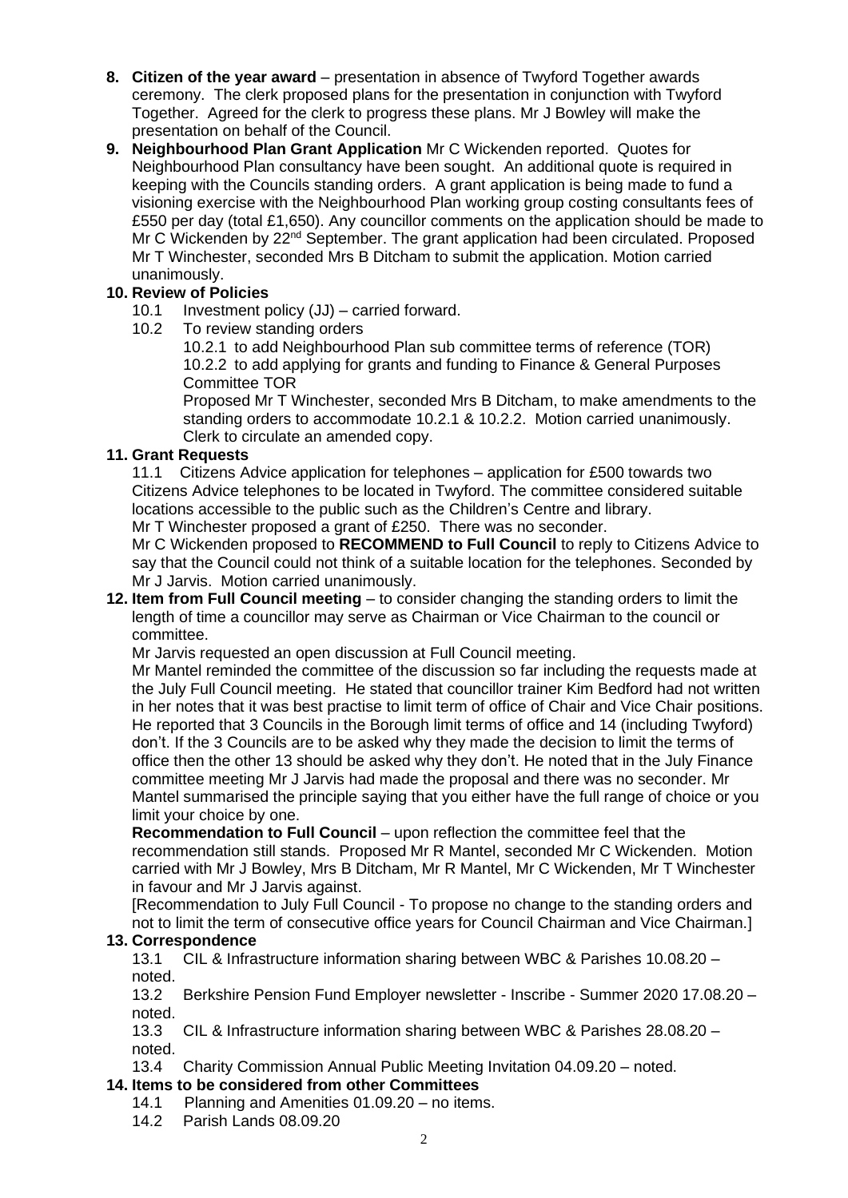8. **Citizen of the year award** – presentation in absence of Twyford Together awards ceremony. The clerk proposed plans for the presentation in conjunction with Twyford Together. Agreed for the clerk to progress these plans. Mr J Bowley will make the presentation on behalf of the Council.

9. **Neighbourhood Plan Grant Application** Mr C Wickenden reported. Quotes for Neighbourhood Plan consultancy have been sought. An additional quote is required in keeping with the Councils standing orders. A grant application is being made to fund a visioning exercise with the Neighbourhood Plan working group costing consultants fees of £550 per day (total £1,650). Any councillor comments on the application should be made to Mr C Wickenden by 22nd September. The grant application had been circulated. Proposed Mr T Winchester, seconded Mrs B Ditcham to submit the application. Motion carried unanimously.

10. **Review of Policies**
    - 10.1 Investment policy (JJ) – carried forward.
    - 10.2 To review standing orders
      - 10.2.1 to add Neighbourhood Plan sub committee terms of reference (TOR)
      - 10.2.2 to add applying for grants and funding to Finance & General Purposes Committee TOR

      Proposed Mr T Winchester, seconded Mrs B Ditcham, to make amendments to the standing orders to accommodate 10.2.1 & 10.2.2. Motion carried unanimously. Clerk to circulate an amended copy.

11. **Grant Requests**

    11.1 Citizens Advice application for telephones – application for £500 towards two Citizens Advice telephones to be located in Twyford. The committee considered suitable locations accessible to the public such as the Children's Centre and library.

    Mr T Winchester proposed a grant of £250. There was no seconder.

    Mr C Wickenden proposed to **RECOMMEND to Full Council** to reply to Citizens Advice to say that the Council could not think of a suitable location for the telephones. Seconded by Mr J Jarvis. Motion carried unanimously.

12. **Item from Full Council meeting** – to consider changing the standing orders to limit the length of time a councillor may serve as Chairman or Vice Chairman to the council or committee.

    Mr Jarvis requested an open discussion at Full Council meeting.

    Mr Mantel reminded the committee of the discussion so far including the requests made at the July Full Council meeting. He stated that councillor trainer Kim Bedford had not written in her notes that it was best practise to limit term of office of Chair and Vice Chair positions. He reported that 3 Councils in the Borough limit terms of office and 14 (including Twyford) don't. If the 3 Councils are to be asked why they made the decision to limit the terms of office then the other 13 should be asked why they don't. He noted that in the July Finance committee meeting Mr J Jarvis had made the proposal and there was no seconder. Mr Mantel summarised the principle saying that you either have the full range of choice or you limit your choice by one.

    **Recommendation to Full Council** – upon reflection the committee feel that the recommendation still stands. Proposed Mr R Mantel, seconded Mr C Wickenden. Motion carried with Mr J Bowley, Mrs B Ditcham, Mr R Mantel, Mr C Wickenden, Mr T Winchester in favour and Mr J Jarvis against.

    [Recommendation to July Full Council - To propose no change to the standing orders and not to limit the term of consecutive office years for Council Chairman and Vice Chairman.]

13. **Correspondence**
    - 13.1 CIL & Infrastructure information sharing between WBC & Parishes 10.08.20 – noted.
    - 13.2 Berkshire Pension Fund Employer newsletter - Inscribe - Summer 2020 17.08.20 – noted.
    - 13.3 CIL & Infrastructure information sharing between WBC & Parishes 28.08.20 – noted.
    - 13.4 Charity Commission Annual Public Meeting Invitation 04.09.20 – noted.

14. **Items to be considered from other Committees**
    - 14.1 Planning and Amenities 01.09.20 – no items.
    - 14.2 Parish Lands 08.09.20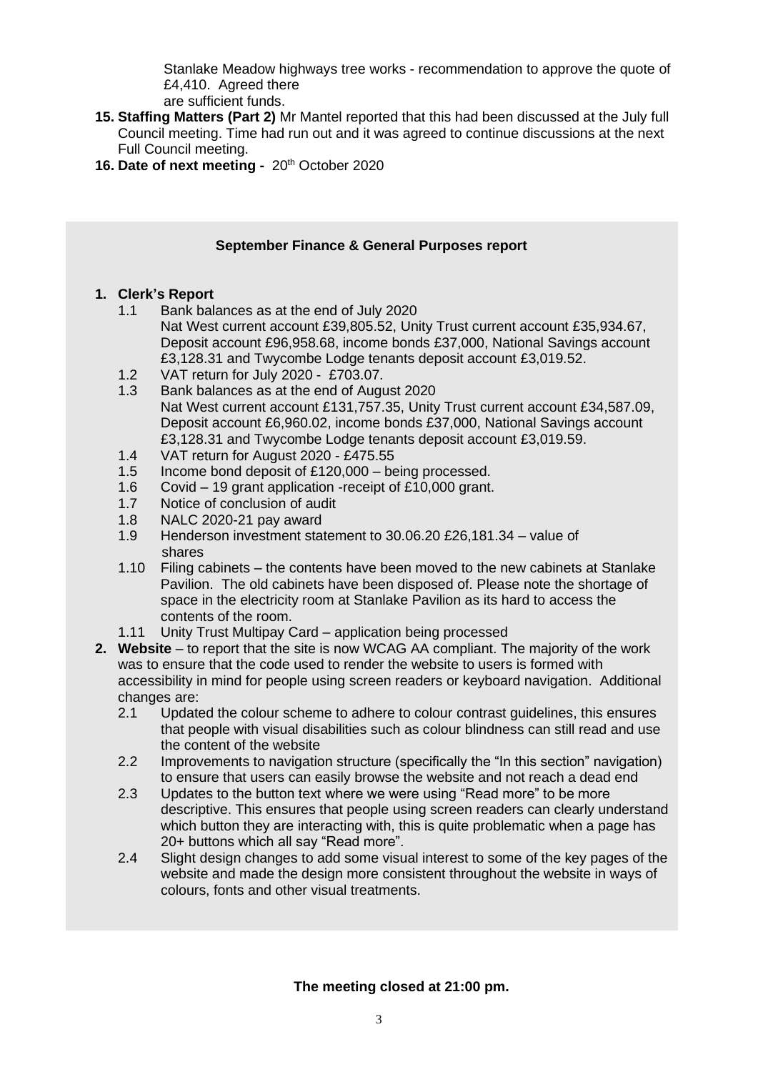Stanlake Meadow highways tree works - recommendation to approve the quote of £4,410. Agreed there are sufficient funds.

15. **Staffing Matters (Part 2)** Mr Mantel reported that this had been discussed at the July full Council meeting. Time had run out and it was agreed to continue discussions at the next Full Council meeting.
16. **Date of next meeting -** 20th October 2020

**September Finance & General Purposes report**

1. **Clerk's Report**
   - 1.1 Bank balances as at the end of July 2020
     Nat West current account £39,805.52, Unity Trust current account £35,934.67, Deposit account £96,958.68, income bonds £37,000, National Savings account £3,128.31 and Twycombe Lodge tenants deposit account £3,019.52.
   - 1.2 VAT return for July 2020 - £703.07.
   - 1.3 Bank balances as at the end of August 2020
     Nat West current account £131,757.35, Unity Trust current account £34,587.09, Deposit account £6,960.02, income bonds £37,000, National Savings account £3,128.31 and Twycombe Lodge tenants deposit account £3,019.59.
   - 1.4 VAT return for August 2020 - £475.55
   - 1.5 Income bond deposit of £120,000 – being processed.
   - 1.6 Covid – 19 grant application -receipt of £10,000 grant.
   - 1.7 Notice of conclusion of audit
   - 1.8 NALC 2020-21 pay award
   - 1.9 Henderson investment statement to 30.06.20 £26,181.34 – value of shares
   - 1.10 Filing cabinets – the contents have been moved to the new cabinets at Stanlake Pavilion. The old cabinets have been disposed of. Please note the shortage of space in the electricity room at Stanlake Pavilion as its hard to access the contents of the room.
   - 1.11 Unity Trust Multipay Card – application being processed
2. **Website** – to report that the site is now WCAG AA compliant. The majority of the work was to ensure that the code used to render the website to users is formed with accessibility in mind for people using screen readers or keyboard navigation. Additional changes are:
   - 2.1 Updated the colour scheme to adhere to colour contrast guidelines, this ensures that people with visual disabilities such as colour blindness can still read and use the content of the website
   - 2.2 Improvements to navigation structure (specifically the "In this section" navigation) to ensure that users can easily browse the website and not reach a dead end
   - 2.3 Updates to the button text where we were using "Read more" to be more descriptive. This ensures that people using screen readers can clearly understand which button they are interacting with, this is quite problematic when a page has 20+ buttons which all say "Read more".
   - 2.4 Slight design changes to add some visual interest to some of the key pages of the website and made the design more consistent throughout the website in ways of colours, fonts and other visual treatments.

**The meeting closed at 21:00 pm.**